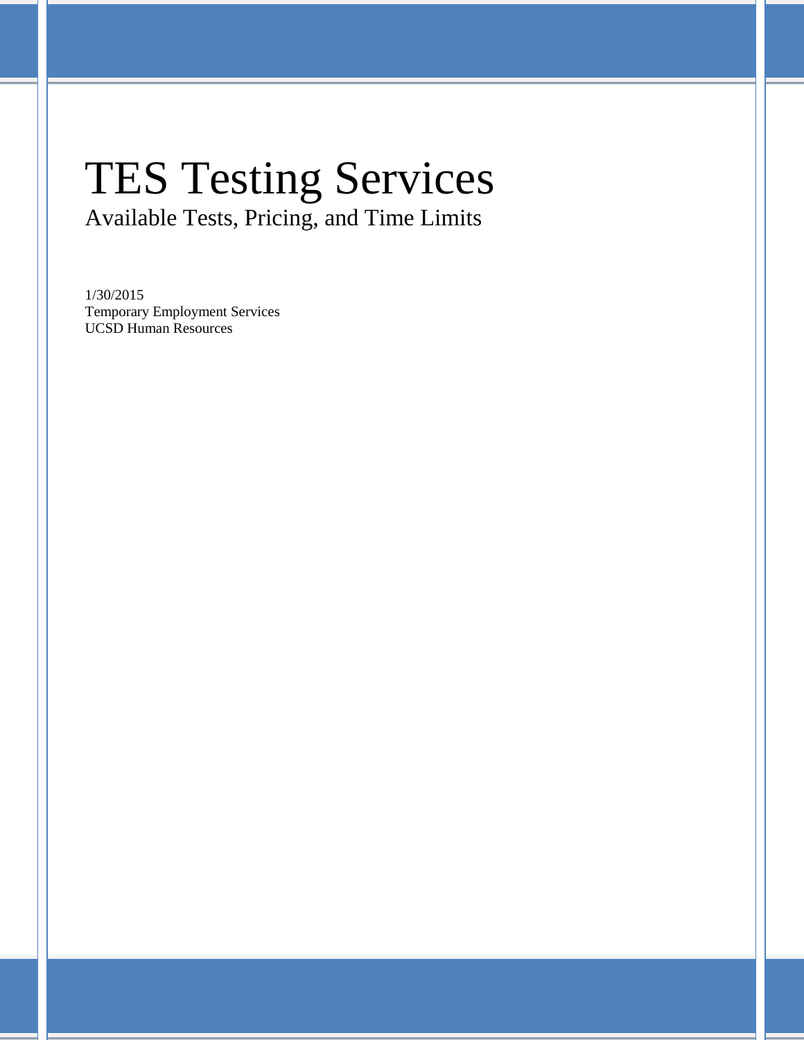# TES Testing Services

## Available Tests, Pricing, and Time Limits

1/30/2015
Temporary Employment Services
UCSD Human Resources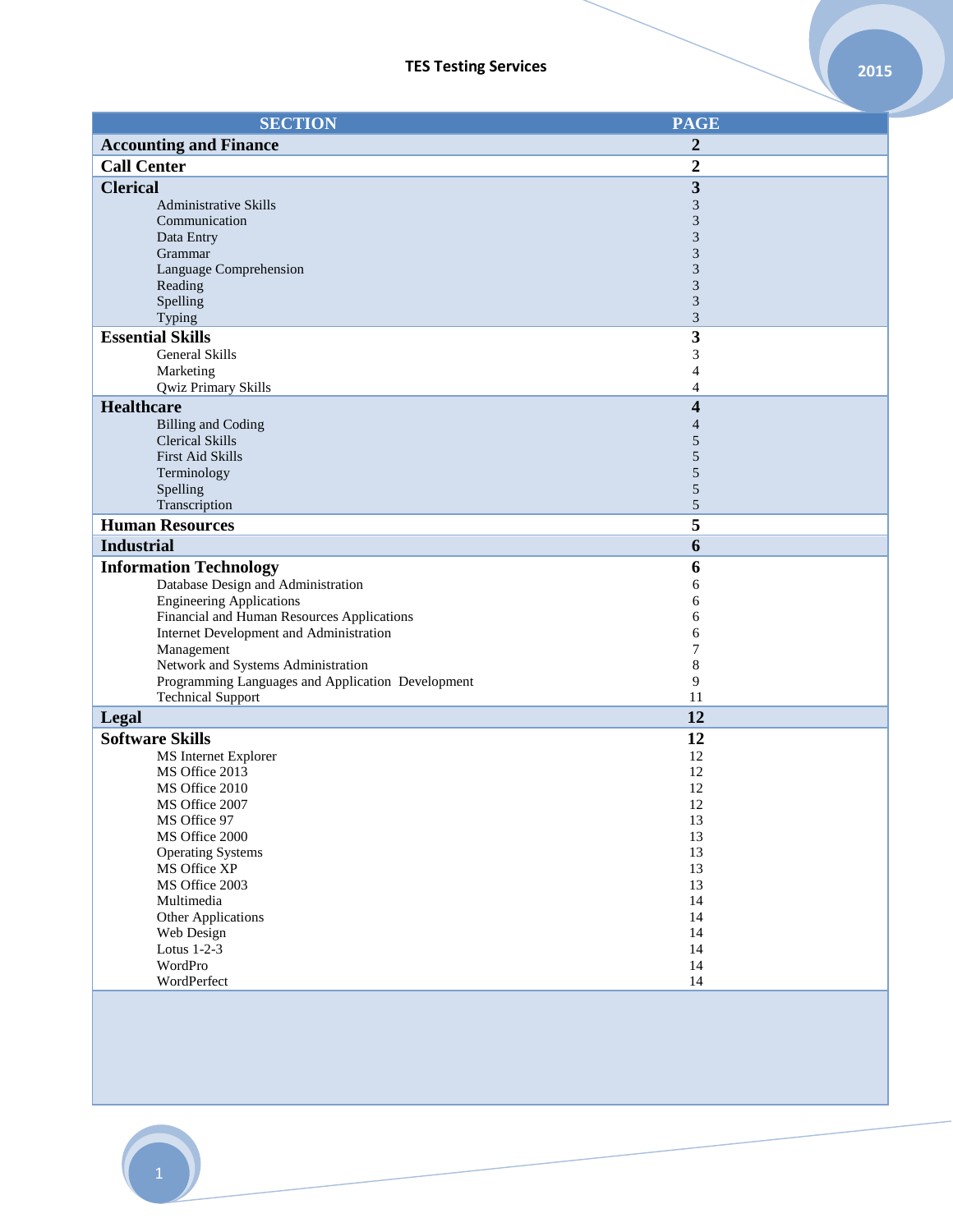**TES Testing Services**

| SECTION | PAGE |
|---|---|
| **Accounting and Finance** | **2** |
| **Call Center** | **2** |
| **Clerical** | **3** |
| Administrative Skills | 3 |
| Communication | 3 |
| Data Entry | 3 |
| Grammar | 3 |
| Language Comprehension | 3 |
| Reading | 3 |
| Spelling | 3 |
| Typing | 3 |
| **Essential Skills** | **3** |
| General Skills | 3 |
| Marketing | 4 |
| Qwiz Primary Skills | 4 |
| **Healthcare** | **4** |
| Billing and Coding | 4 |
| Clerical Skills | 5 |
| First Aid Skills | 5 |
| Terminology | 5 |
| Spelling | 5 |
| Transcription | 5 |
| **Human Resources** | **5** |
| **Industrial** | **6** |
| **Information Technology** | **6** |
| Database Design and Administration | 6 |
| Engineering Applications | 6 |
| Financial and Human Resources Applications | 6 |
| Internet Development and Administration | 6 |
| Management | 7 |
| Network and Systems Administration | 8 |
| Programming Languages and Application Development | 9 |
| Technical Support | 11 |
| **Legal** | **12** |
| **Software Skills** | **12** |
| MS Internet Explorer | 12 |
| MS Office 2013 | 12 |
| MS Office 2010 | 12 |
| MS Office 2007 | 12 |
| MS Office 97 | 13 |
| MS Office 2000 | 13 |
| Operating Systems | 13 |
| MS Office XP | 13 |
| MS Office 2003 | 13 |
| Multimedia | 14 |
| Other Applications | 14 |
| Web Design | 14 |
| Lotus 1-2-3 | 14 |
| WordPro | 14 |
| WordPerfect | 14 |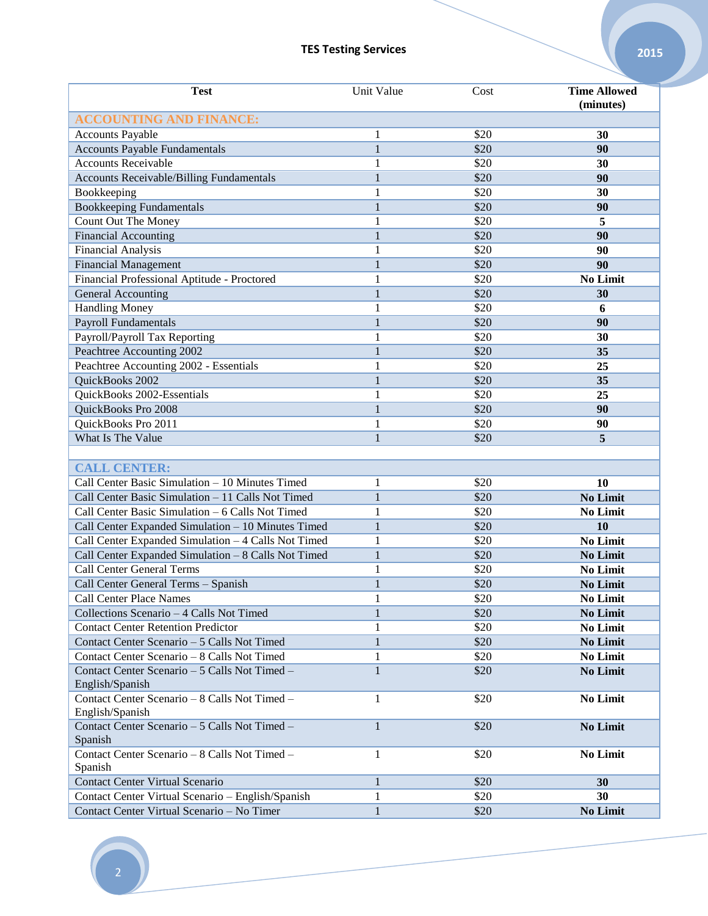TES Testing Services

| Test | Unit Value | Cost | Time Allowed (minutes) |
|---|---|---|---|
| **ACCOUNTING AND FINANCE:** | | | |
| Accounts Payable | 1 | $20 | **30** |
| Accounts Payable Fundamentals | 1 | $20 | **90** |
| Accounts Receivable | 1 | $20 | **30** |
| Accounts Receivable/Billing Fundamentals | 1 | $20 | **90** |
| Bookkeeping | 1 | $20 | **30** |
| Bookkeeping Fundamentals | 1 | $20 | **90** |
| Count Out The Money | 1 | $20 | **5** |
| Financial Accounting | 1 | $20 | **90** |
| Financial Analysis | 1 | $20 | **90** |
| Financial Management | 1 | $20 | **90** |
| Financial Professional Aptitude - Proctored | 1 | $20 | **No Limit** |
| General Accounting | 1 | $20 | **30** |
| Handling Money | 1 | $20 | **6** |
| Payroll Fundamentals | 1 | $20 | **90** |
| Payroll/Payroll Tax Reporting | 1 | $20 | **30** |
| Peachtree Accounting 2002 | 1 | $20 | **35** |
| Peachtree Accounting 2002 - Essentials | 1 | $20 | **25** |
| QuickBooks 2002 | 1 | $20 | **35** |
| QuickBooks 2002-Essentials | 1 | $20 | **25** |
| QuickBooks Pro 2008 | 1 | $20 | **90** |
| QuickBooks Pro 2011 | 1 | $20 | **90** |
| What Is The Value | 1 | $20 | **5** |
| | | | |
| **CALL CENTER:** | | | |
| Call Center Basic Simulation – 10 Minutes Timed | 1 | $20 | **10** |
| Call Center Basic Simulation – 11 Calls Not Timed | 1 | $20 | **No Limit** |
| Call Center Basic Simulation – 6 Calls Not Timed | 1 | $20 | **No Limit** |
| Call Center Expanded Simulation – 10 Minutes Timed | 1 | $20 | **10** |
| Call Center Expanded Simulation – 4 Calls Not Timed | 1 | $20 | **No Limit** |
| Call Center Expanded Simulation – 8 Calls Not Timed | 1 | $20 | **No Limit** |
| Call Center General Terms | 1 | $20 | **No Limit** |
| Call Center General Terms – Spanish | 1 | $20 | **No Limit** |
| Call Center Place Names | 1 | $20 | **No Limit** |
| Collections Scenario – 4 Calls Not Timed | 1 | $20 | **No Limit** |
| Contact Center Retention Predictor | 1 | $20 | **No Limit** |
| Contact Center Scenario – 5 Calls Not Timed | 1 | $20 | **No Limit** |
| Contact Center Scenario – 8 Calls Not Timed | 1 | $20 | **No Limit** |
| Contact Center Scenario – 5 Calls Not Timed – English/Spanish | 1 | $20 | **No Limit** |
| Contact Center Scenario – 8 Calls Not Timed – English/Spanish | 1 | $20 | **No Limit** |
| Contact Center Scenario – 5 Calls Not Timed – Spanish | 1 | $20 | **No Limit** |
| Contact Center Scenario – 8 Calls Not Timed – Spanish | 1 | $20 | **No Limit** |
| Contact Center Virtual Scenario | 1 | $20 | **30** |
| Contact Center Virtual Scenario – English/Spanish | 1 | $20 | **30** |
| Contact Center Virtual Scenario – No Timer | 1 | $20 | **No Limit** |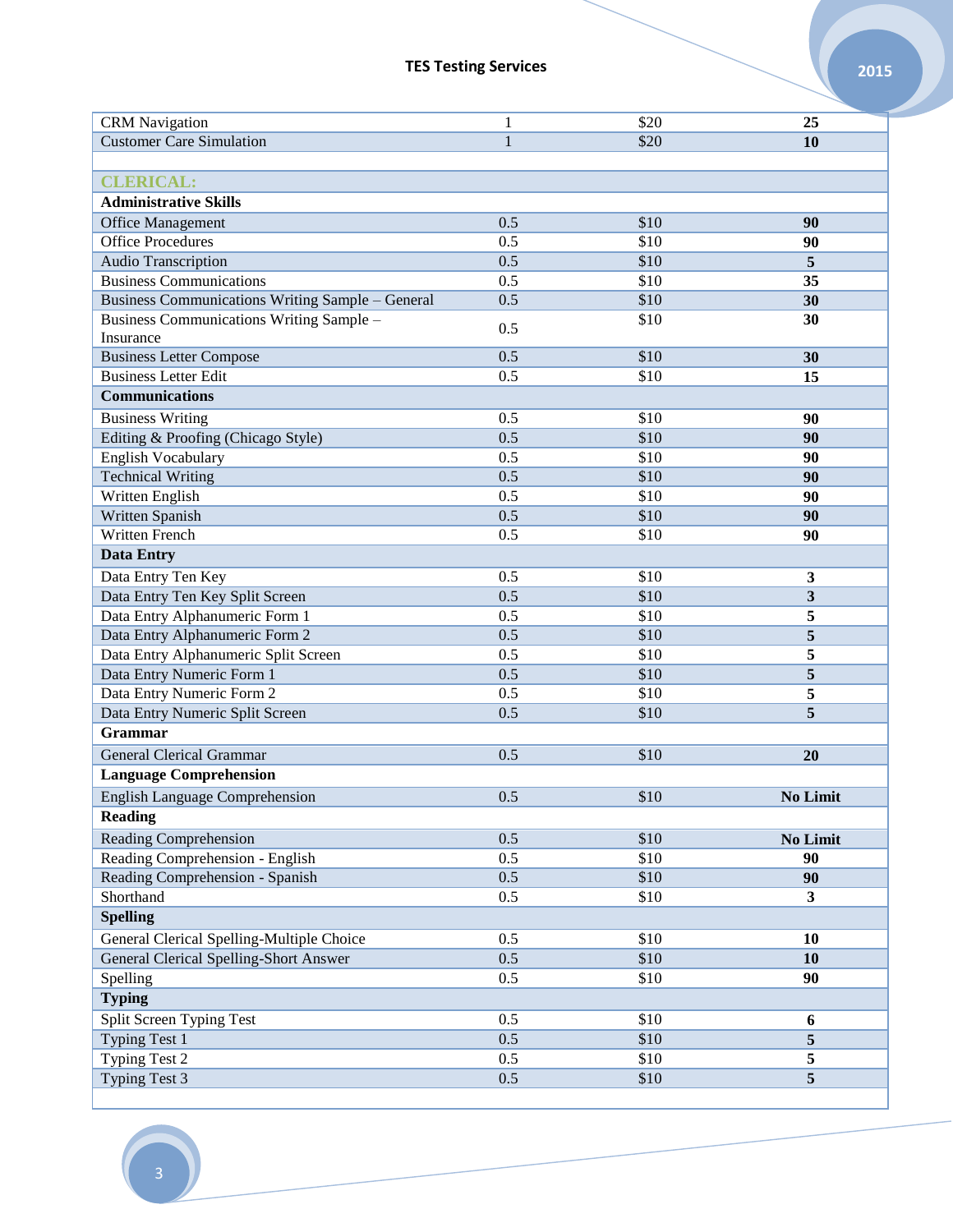| | | | |
|---|---|---|---|
| CRM Navigation | 1 | $20 | **25** |
| Customer Care Simulation | 1 | $20 | **10** |
| | | | |
| **CLERICAL:** | | | |
| **Administrative Skills** | | | |
| Office Management | 0.5 | $10 | **90** |
| Office Procedures | 0.5 | $10 | **90** |
| Audio Transcription | 0.5 | $10 | **5** |
| Business Communications | 0.5 | $10 | **35** |
| Business Communications Writing Sample – General | 0.5 | $10 | **30** |
| Business Communications Writing Sample – Insurance | 0.5 | $10 | **30** |
| Business Letter Compose | 0.5 | $10 | **30** |
| Business Letter Edit | 0.5 | $10 | **15** |
| **Communications** | | | |
| Business Writing | 0.5 | $10 | **90** |
| Editing & Proofing (Chicago Style) | 0.5 | $10 | **90** |
| English Vocabulary | 0.5 | $10 | **90** |
| Technical Writing | 0.5 | $10 | **90** |
| Written English | 0.5 | $10 | **90** |
| Written Spanish | 0.5 | $10 | **90** |
| Written French | 0.5 | $10 | **90** |
| **Data Entry** | | | |
| Data Entry Ten Key | 0.5 | $10 | **3** |
| Data Entry Ten Key Split Screen | 0.5 | $10 | **3** |
| Data Entry Alphanumeric Form 1 | 0.5 | $10 | **5** |
| Data Entry Alphanumeric Form 2 | 0.5 | $10 | **5** |
| Data Entry Alphanumeric Split Screen | 0.5 | $10 | **5** |
| Data Entry Numeric Form 1 | 0.5 | $10 | **5** |
| Data Entry Numeric Form 2 | 0.5 | $10 | **5** |
| Data Entry Numeric Split Screen | 0.5 | $10 | **5** |
| **Grammar** | | | |
| General Clerical Grammar | 0.5 | $10 | **20** |
| **Language Comprehension** | | | |
| English Language Comprehension | 0.5 | $10 | **No Limit** |
| **Reading** | | | |
| Reading Comprehension | 0.5 | $10 | **No Limit** |
| Reading Comprehension - English | 0.5 | $10 | **90** |
| Reading Comprehension - Spanish | 0.5 | $10 | **90** |
| Shorthand | 0.5 | $10 | **3** |
| **Spelling** | | | |
| General Clerical Spelling-Multiple Choice | 0.5 | $10 | **10** |
| General Clerical Spelling-Short Answer | 0.5 | $10 | **10** |
| Spelling | 0.5 | $10 | **90** |
| **Typing** | | | |
| Split Screen Typing Test | 0.5 | $10 | **6** |
| Typing Test 1 | 0.5 | $10 | **5** |
| Typing Test 2 | 0.5 | $10 | **5** |
| Typing Test 3 | 0.5 | $10 | **5** |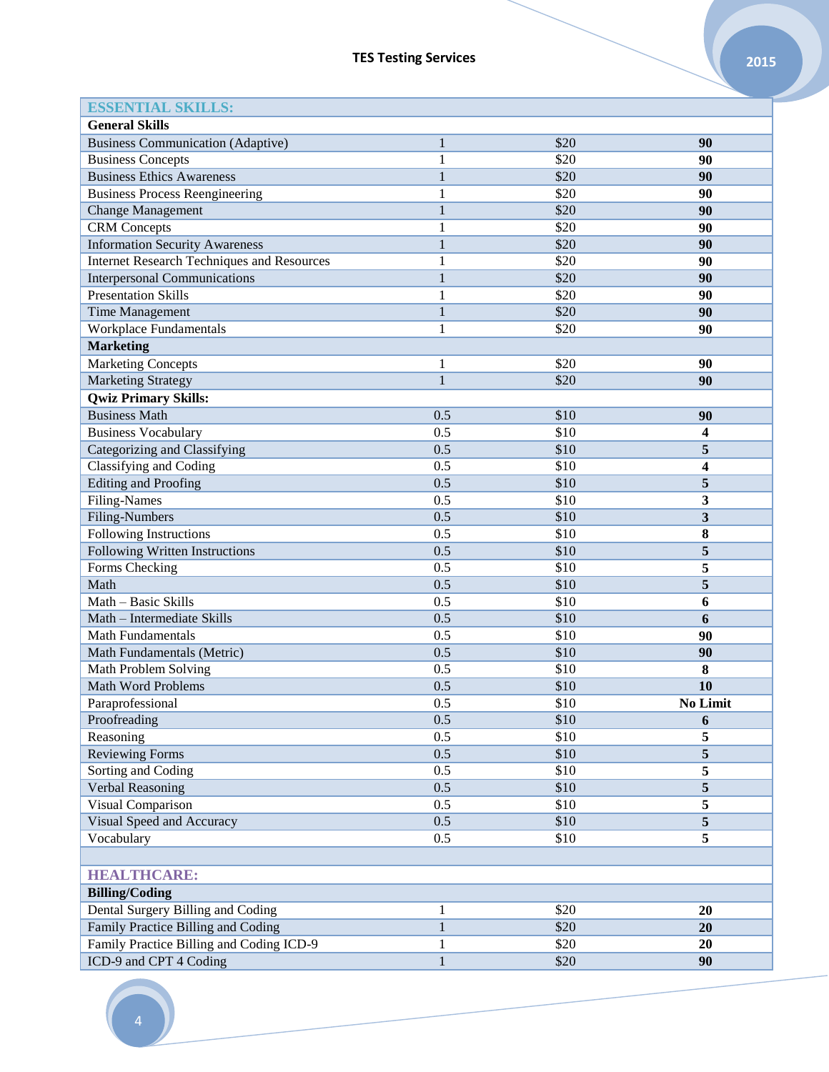## TES Testing Services

| ESSENTIAL SKILLS: | | | |
|---|---|---|---|
| **General Skills** | | | |
| Business Communication (Adaptive) | 1 | $20 | **90** |
| Business Concepts | 1 | $20 | **90** |
| Business Ethics Awareness | 1 | $20 | **90** |
| Business Process Reengineering | 1 | $20 | **90** |
| Change Management | 1 | $20 | **90** |
| CRM Concepts | 1 | $20 | **90** |
| Information Security Awareness | 1 | $20 | **90** |
| Internet Research Techniques and Resources | 1 | $20 | **90** |
| Interpersonal Communications | 1 | $20 | **90** |
| Presentation Skills | 1 | $20 | **90** |
| Time Management | 1 | $20 | **90** |
| Workplace Fundamentals | 1 | $20 | **90** |
| **Marketing** | | | |
| Marketing Concepts | 1 | $20 | **90** |
| Marketing Strategy | 1 | $20 | **90** |
| **Qwiz Primary Skills:** | | | |
| Business Math | 0.5 | $10 | **90** |
| Business Vocabulary | 0.5 | $10 | **4** |
| Categorizing and Classifying | 0.5 | $10 | **5** |
| Classifying and Coding | 0.5 | $10 | **4** |
| Editing and Proofing | 0.5 | $10 | **5** |
| Filing-Names | 0.5 | $10 | **3** |
| Filing-Numbers | 0.5 | $10 | **3** |
| Following Instructions | 0.5 | $10 | **8** |
| Following Written Instructions | 0.5 | $10 | **5** |
| Forms Checking | 0.5 | $10 | **5** |
| Math | 0.5 | $10 | **5** |
| Math – Basic Skills | 0.5 | $10 | **6** |
| Math – Intermediate Skills | 0.5 | $10 | **6** |
| Math Fundamentals | 0.5 | $10 | **90** |
| Math Fundamentals (Metric) | 0.5 | $10 | **90** |
| Math Problem Solving | 0.5 | $10 | **8** |
| Math Word Problems | 0.5 | $10 | **10** |
| Paraprofessional | 0.5 | $10 | **No Limit** |
| Proofreading | 0.5 | $10 | **6** |
| Reasoning | 0.5 | $10 | **5** |
| Reviewing Forms | 0.5 | $10 | **5** |
| Sorting and Coding | 0.5 | $10 | **5** |
| Verbal Reasoning | 0.5 | $10 | **5** |
| Visual Comparison | 0.5 | $10 | **5** |
| Visual Speed and Accuracy | 0.5 | $10 | **5** |
| Vocabulary | 0.5 | $10 | **5** |
| | | | |
| **HEALTHCARE:** | | | |
| **Billing/Coding** | | | |
| Dental Surgery Billing and Coding | 1 | $20 | **20** |
| Family Practice Billing and Coding | 1 | $20 | **20** |
| Family Practice Billing and Coding ICD-9 | 1 | $20 | **20** |
| ICD-9 and CPT 4 Coding | 1 | $20 | **90** |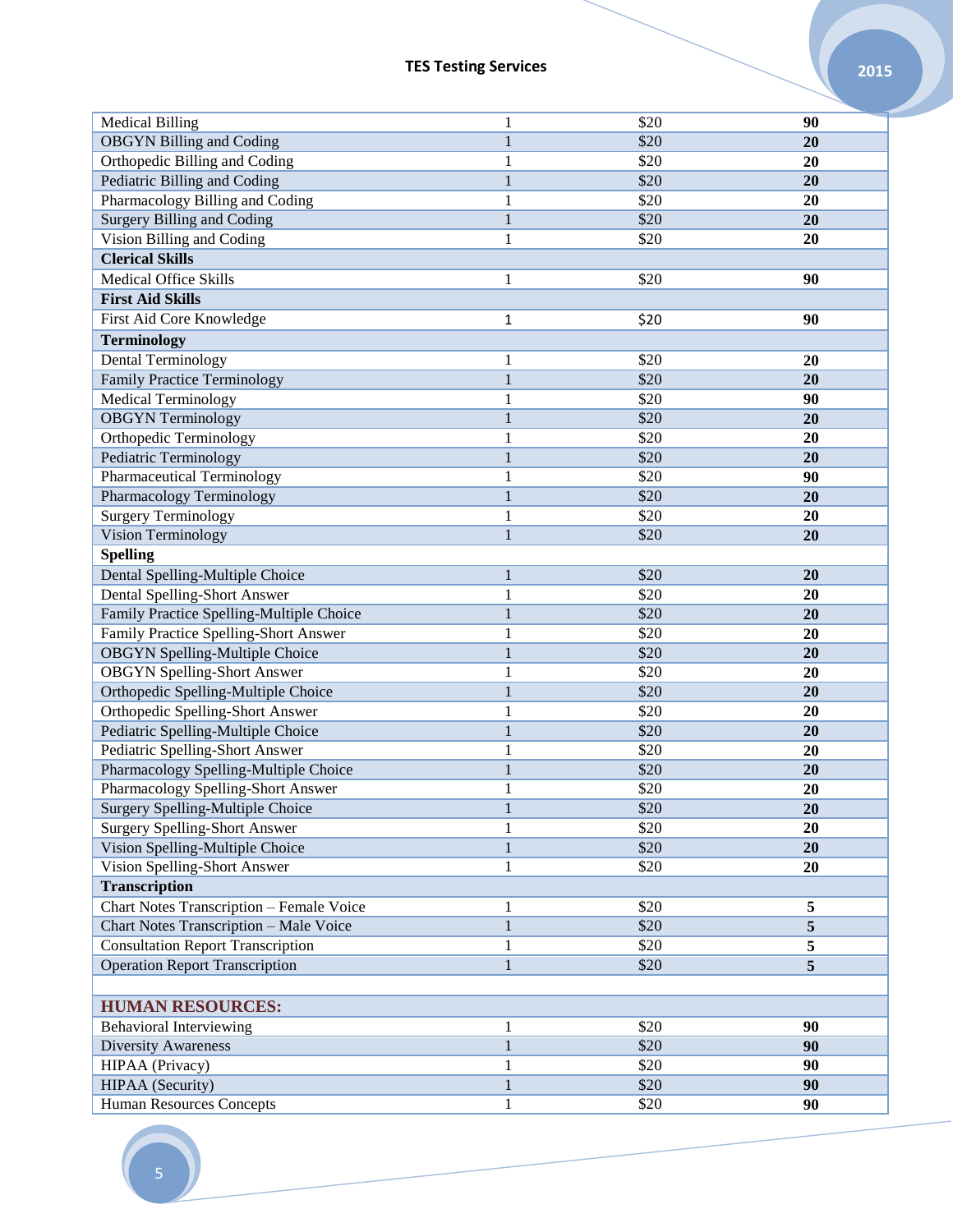| | | | |
|---|---|---|---|
| Medical Billing | 1 | $20 | **90** |
| OBGYN Billing and Coding | 1 | $20 | **20** |
| Orthopedic Billing and Coding | 1 | $20 | **20** |
| Pediatric Billing and Coding | 1 | $20 | **20** |
| Pharmacology Billing and Coding | 1 | $20 | **20** |
| Surgery Billing and Coding | 1 | $20 | **20** |
| Vision Billing and Coding | 1 | $20 | **20** |
| **Clerical Skills** | | | |
| Medical Office Skills | 1 | $20 | **90** |
| **First Aid Skills** | | | |
| First Aid Core Knowledge | 1 | $20 | **90** |
| **Terminology** | | | |
| Dental Terminology | 1 | $20 | **20** |
| Family Practice Terminology | 1 | $20 | **20** |
| Medical Terminology | 1 | $20 | **90** |
| OBGYN Terminology | 1 | $20 | **20** |
| Orthopedic Terminology | 1 | $20 | **20** |
| Pediatric Terminology | 1 | $20 | **20** |
| Pharmaceutical Terminology | 1 | $20 | **90** |
| Pharmacology Terminology | 1 | $20 | **20** |
| Surgery Terminology | 1 | $20 | **20** |
| Vision Terminology | 1 | $20 | **20** |
| **Spelling** | | | |
| Dental Spelling-Multiple Choice | 1 | $20 | **20** |
| Dental Spelling-Short Answer | 1 | $20 | **20** |
| Family Practice Spelling-Multiple Choice | 1 | $20 | **20** |
| Family Practice Spelling-Short Answer | 1 | $20 | **20** |
| OBGYN Spelling-Multiple Choice | 1 | $20 | **20** |
| OBGYN Spelling-Short Answer | 1 | $20 | **20** |
| Orthopedic Spelling-Multiple Choice | 1 | $20 | **20** |
| Orthopedic Spelling-Short Answer | 1 | $20 | **20** |
| Pediatric Spelling-Multiple Choice | 1 | $20 | **20** |
| Pediatric Spelling-Short Answer | 1 | $20 | **20** |
| Pharmacology Spelling-Multiple Choice | 1 | $20 | **20** |
| Pharmacology Spelling-Short Answer | 1 | $20 | **20** |
| Surgery Spelling-Multiple Choice | 1 | $20 | **20** |
| Surgery Spelling-Short Answer | 1 | $20 | **20** |
| Vision Spelling-Multiple Choice | 1 | $20 | **20** |
| Vision Spelling-Short Answer | 1 | $20 | **20** |
| **Transcription** | | | |
| Chart Notes Transcription – Female Voice | 1 | $20 | **5** |
| Chart Notes Transcription – Male Voice | 1 | $20 | **5** |
| Consultation Report Transcription | 1 | $20 | **5** |
| Operation Report Transcription | 1 | $20 | **5** |
| | | | |
| **HUMAN RESOURCES:** | | | |
| Behavioral Interviewing | 1 | $20 | **90** |
| Diversity Awareness | 1 | $20 | **90** |
| HIPAA (Privacy) | 1 | $20 | **90** |
| HIPAA (Security) | 1 | $20 | **90** |
| Human Resources Concepts | 1 | $20 | **90** |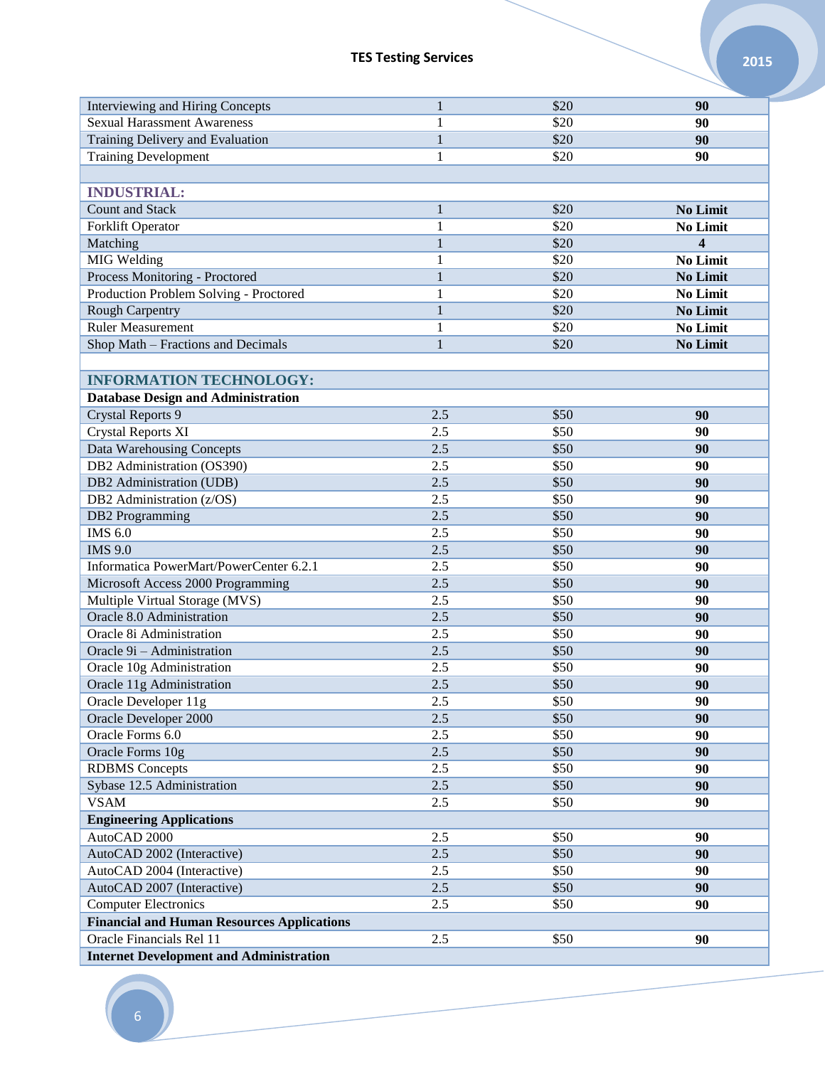| | | | |
|---|---|---|---|
| Interviewing and Hiring Concepts | 1 | $20 | **90** |
| Sexual Harassment Awareness | 1 | $20 | **90** |
| Training Delivery and Evaluation | 1 | $20 | **90** |
| Training Development | 1 | $20 | **90** |
| | | | |
| **INDUSTRIAL:** | | | |
| Count and Stack | 1 | $20 | **No Limit** |
| Forklift Operator | 1 | $20 | **No Limit** |
| Matching | 1 | $20 | **4** |
| MIG Welding | 1 | $20 | **No Limit** |
| Process Monitoring - Proctored | 1 | $20 | **No Limit** |
| Production Problem Solving - Proctored | 1 | $20 | **No Limit** |
| Rough Carpentry | 1 | $20 | **No Limit** |
| Ruler Measurement | 1 | $20 | **No Limit** |
| Shop Math – Fractions and Decimals | 1 | $20 | **No Limit** |
| | | | |
| **INFORMATION TECHNOLOGY:** | | | |
| **Database Design and Administration** | | | |
| Crystal Reports 9 | 2.5 | $50 | **90** |
| Crystal Reports XI | 2.5 | $50 | **90** |
| Data Warehousing Concepts | 2.5 | $50 | **90** |
| DB2 Administration (OS390) | 2.5 | $50 | **90** |
| DB2 Administration (UDB) | 2.5 | $50 | **90** |
| DB2 Administration (z/OS) | 2.5 | $50 | **90** |
| DB2 Programming | 2.5 | $50 | **90** |
| IMS 6.0 | 2.5 | $50 | **90** |
| IMS 9.0 | 2.5 | $50 | **90** |
| Informatica PowerMart/PowerCenter 6.2.1 | 2.5 | $50 | **90** |
| Microsoft Access 2000 Programming | 2.5 | $50 | **90** |
| Multiple Virtual Storage (MVS) | 2.5 | $50 | **90** |
| Oracle 8.0 Administration | 2.5 | $50 | **90** |
| Oracle 8i Administration | 2.5 | $50 | **90** |
| Oracle 9i – Administration | 2.5 | $50 | **90** |
| Oracle 10g Administration | 2.5 | $50 | **90** |
| Oracle 11g Administration | 2.5 | $50 | **90** |
| Oracle Developer 11g | 2.5 | $50 | **90** |
| Oracle Developer 2000 | 2.5 | $50 | **90** |
| Oracle Forms 6.0 | 2.5 | $50 | **90** |
| Oracle Forms 10g | 2.5 | $50 | **90** |
| RDBMS Concepts | 2.5 | $50 | **90** |
| Sybase 12.5 Administration | 2.5 | $50 | **90** |
| VSAM | 2.5 | $50 | **90** |
| **Engineering Applications** | | | |
| AutoCAD 2000 | 2.5 | $50 | **90** |
| AutoCAD 2002 (Interactive) | 2.5 | $50 | **90** |
| AutoCAD 2004 (Interactive) | 2.5 | $50 | **90** |
| AutoCAD 2007 (Interactive) | 2.5 | $50 | **90** |
| Computer Electronics | 2.5 | $50 | **90** |
| **Financial and Human Resources Applications** | | | |
| Oracle Financials Rel 11 | 2.5 | $50 | **90** |
| **Internet Development and Administration** | | | |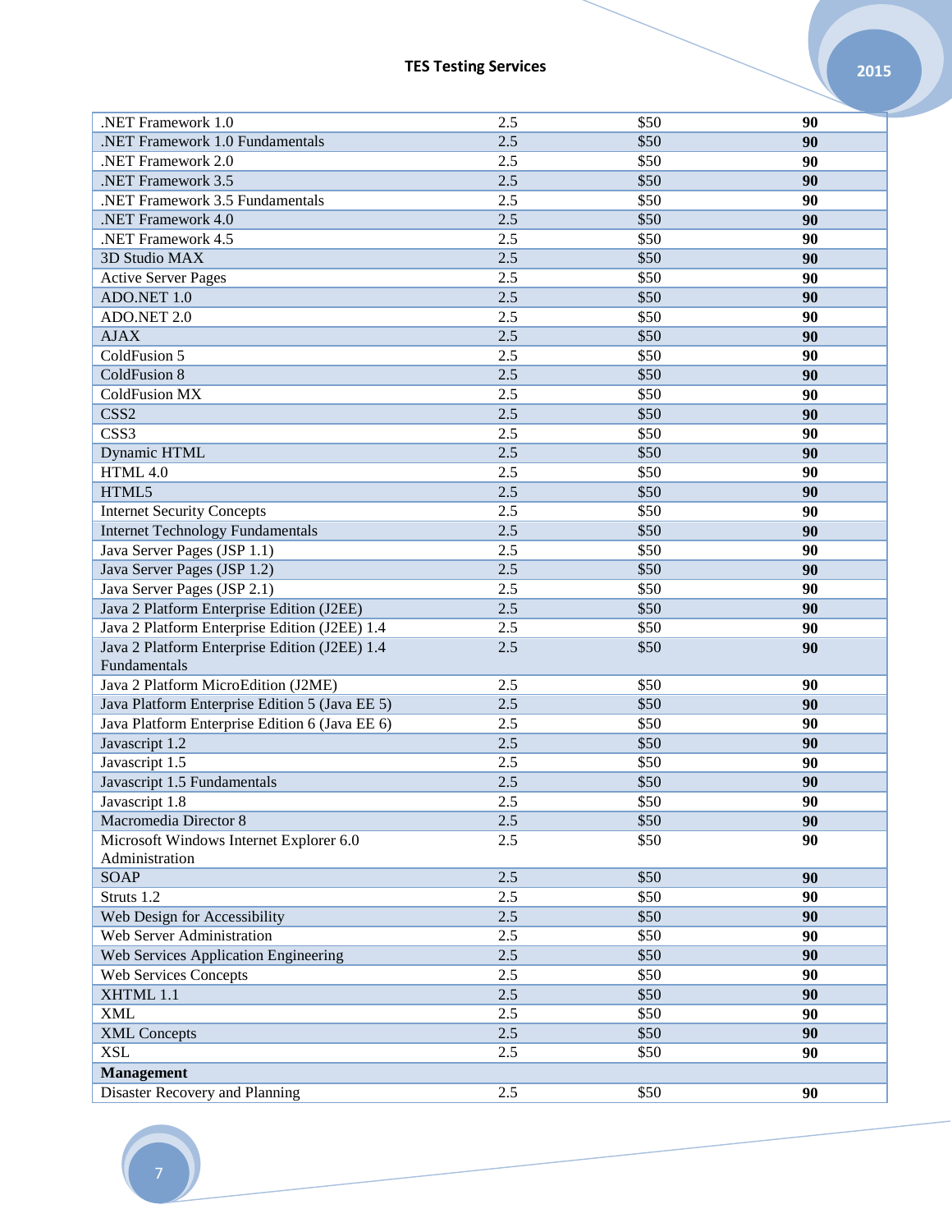| | | | |
|---|---|---|---|
| .NET Framework 1.0 | 2.5 | $50 | **90** |
| .NET Framework 1.0 Fundamentals | 2.5 | $50 | **90** |
| .NET Framework 2.0 | 2.5 | $50 | **90** |
| .NET Framework 3.5 | 2.5 | $50 | **90** |
| .NET Framework 3.5 Fundamentals | 2.5 | $50 | **90** |
| .NET Framework 4.0 | 2.5 | $50 | **90** |
| .NET Framework 4.5 | 2.5 | $50 | **90** |
| 3D Studio MAX | 2.5 | $50 | **90** |
| Active Server Pages | 2.5 | $50 | **90** |
| ADO.NET 1.0 | 2.5 | $50 | **90** |
| ADO.NET 2.0 | 2.5 | $50 | **90** |
| AJAX | 2.5 | $50 | **90** |
| ColdFusion 5 | 2.5 | $50 | **90** |
| ColdFusion 8 | 2.5 | $50 | **90** |
| ColdFusion MX | 2.5 | $50 | **90** |
| CSS2 | 2.5 | $50 | **90** |
| CSS3 | 2.5 | $50 | **90** |
| Dynamic HTML | 2.5 | $50 | **90** |
| HTML 4.0 | 2.5 | $50 | **90** |
| HTML5 | 2.5 | $50 | **90** |
| Internet Security Concepts | 2.5 | $50 | **90** |
| Internet Technology Fundamentals | 2.5 | $50 | **90** |
| Java Server Pages (JSP 1.1) | 2.5 | $50 | **90** |
| Java Server Pages (JSP 1.2) | 2.5 | $50 | **90** |
| Java Server Pages (JSP 2.1) | 2.5 | $50 | **90** |
| Java 2 Platform Enterprise Edition (J2EE) | 2.5 | $50 | **90** |
| Java 2 Platform Enterprise Edition (J2EE) 1.4 | 2.5 | $50 | **90** |
| Java 2 Platform Enterprise Edition (J2EE) 1.4 Fundamentals | 2.5 | $50 | **90** |
| Java 2 Platform MicroEdition (J2ME) | 2.5 | $50 | **90** |
| Java Platform Enterprise Edition 5 (Java EE 5) | 2.5 | $50 | **90** |
| Java Platform Enterprise Edition 6 (Java EE 6) | 2.5 | $50 | **90** |
| Javascript 1.2 | 2.5 | $50 | **90** |
| Javascript 1.5 | 2.5 | $50 | **90** |
| Javascript 1.5 Fundamentals | 2.5 | $50 | **90** |
| Javascript 1.8 | 2.5 | $50 | **90** |
| Macromedia Director 8 | 2.5 | $50 | **90** |
| Microsoft Windows Internet Explorer 6.0 Administration | 2.5 | $50 | **90** |
| SOAP | 2.5 | $50 | **90** |
| Struts 1.2 | 2.5 | $50 | **90** |
| Web Design for Accessibility | 2.5 | $50 | **90** |
| Web Server Administration | 2.5 | $50 | **90** |
| Web Services Application Engineering | 2.5 | $50 | **90** |
| Web Services Concepts | 2.5 | $50 | **90** |
| XHTML 1.1 | 2.5 | $50 | **90** |
| XML | 2.5 | $50 | **90** |
| XML Concepts | 2.5 | $50 | **90** |
| XSL | 2.5 | $50 | **90** |
| **Management** | | | |
| Disaster Recovery and Planning | 2.5 | $50 | **90** |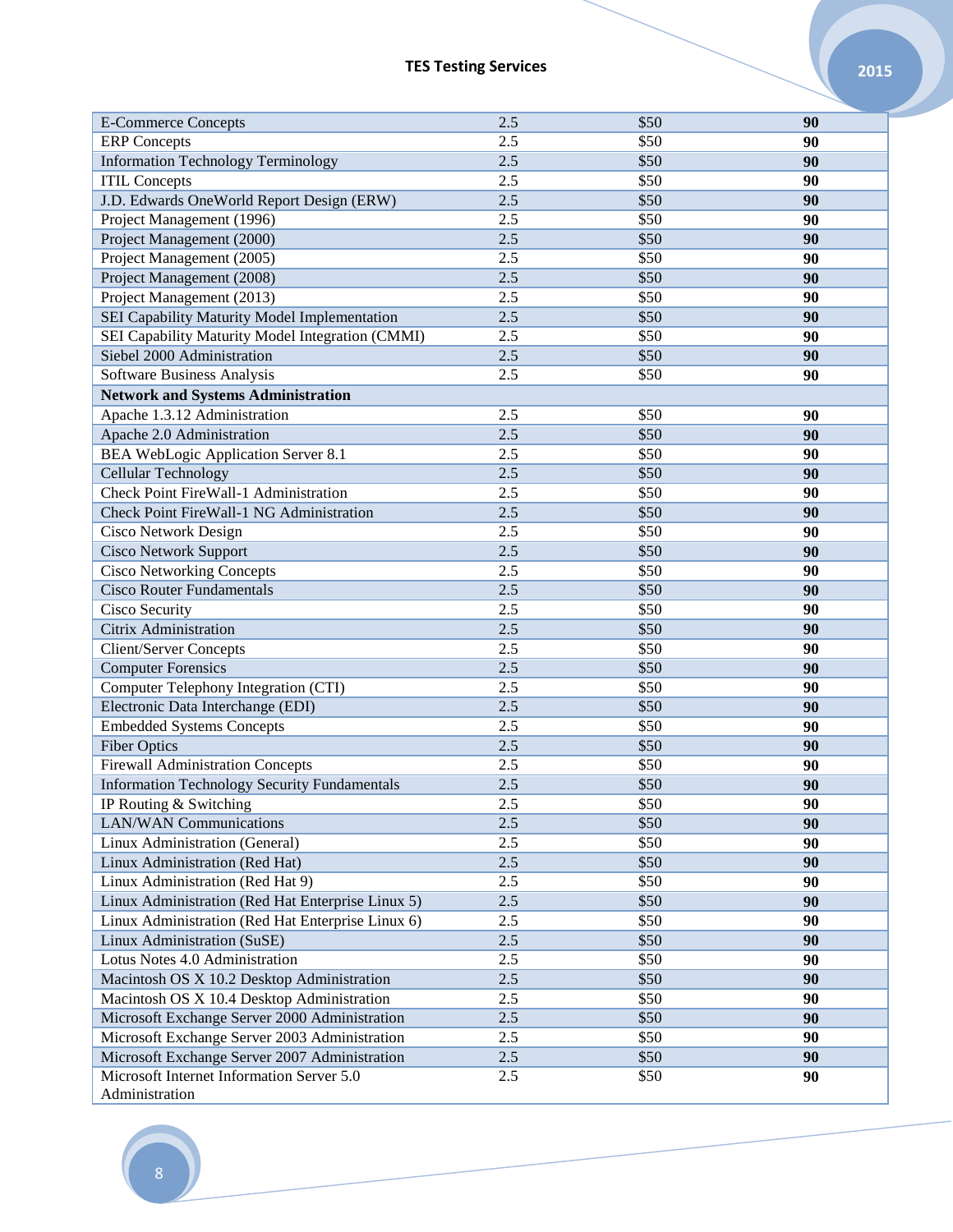| | | | |
|---|---|---|---|
| E-Commerce Concepts | 2.5 | $50 | **90** |
| ERP Concepts | 2.5 | $50 | **90** |
| Information Technology Terminology | 2.5 | $50 | **90** |
| ITIL Concepts | 2.5 | $50 | **90** |
| J.D. Edwards OneWorld Report Design (ERW) | 2.5 | $50 | **90** |
| Project Management (1996) | 2.5 | $50 | **90** |
| Project Management (2000) | 2.5 | $50 | **90** |
| Project Management (2005) | 2.5 | $50 | **90** |
| Project Management (2008) | 2.5 | $50 | **90** |
| Project Management (2013) | 2.5 | $50 | **90** |
| SEI Capability Maturity Model Implementation | 2.5 | $50 | **90** |
| SEI Capability Maturity Model Integration (CMMI) | 2.5 | $50 | **90** |
| Siebel 2000 Administration | 2.5 | $50 | **90** |
| Software Business Analysis | 2.5 | $50 | **90** |
| **Network and Systems Administration** | | | |
| Apache 1.3.12 Administration | 2.5 | $50 | **90** |
| Apache 2.0 Administration | 2.5 | $50 | **90** |
| BEA WebLogic Application Server 8.1 | 2.5 | $50 | **90** |
| Cellular Technology | 2.5 | $50 | **90** |
| Check Point FireWall-1 Administration | 2.5 | $50 | **90** |
| Check Point FireWall-1 NG Administration | 2.5 | $50 | **90** |
| Cisco Network Design | 2.5 | $50 | **90** |
| Cisco Network Support | 2.5 | $50 | **90** |
| Cisco Networking Concepts | 2.5 | $50 | **90** |
| Cisco Router Fundamentals | 2.5 | $50 | **90** |
| Cisco Security | 2.5 | $50 | **90** |
| Citrix Administration | 2.5 | $50 | **90** |
| Client/Server Concepts | 2.5 | $50 | **90** |
| Computer Forensics | 2.5 | $50 | **90** |
| Computer Telephony Integration (CTI) | 2.5 | $50 | **90** |
| Electronic Data Interchange (EDI) | 2.5 | $50 | **90** |
| Embedded Systems Concepts | 2.5 | $50 | **90** |
| Fiber Optics | 2.5 | $50 | **90** |
| Firewall Administration Concepts | 2.5 | $50 | **90** |
| Information Technology Security Fundamentals | 2.5 | $50 | **90** |
| IP Routing & Switching | 2.5 | $50 | **90** |
| LAN/WAN Communications | 2.5 | $50 | **90** |
| Linux Administration (General) | 2.5 | $50 | **90** |
| Linux Administration (Red Hat) | 2.5 | $50 | **90** |
| Linux Administration (Red Hat 9) | 2.5 | $50 | **90** |
| Linux Administration (Red Hat Enterprise Linux 5) | 2.5 | $50 | **90** |
| Linux Administration (Red Hat Enterprise Linux 6) | 2.5 | $50 | **90** |
| Linux Administration (SuSE) | 2.5 | $50 | **90** |
| Lotus Notes 4.0 Administration | 2.5 | $50 | **90** |
| Macintosh OS X 10.2 Desktop Administration | 2.5 | $50 | **90** |
| Macintosh OS X 10.4 Desktop Administration | 2.5 | $50 | **90** |
| Microsoft Exchange Server 2000 Administration | 2.5 | $50 | **90** |
| Microsoft Exchange Server 2003 Administration | 2.5 | $50 | **90** |
| Microsoft Exchange Server 2007 Administration | 2.5 | $50 | **90** |
| Microsoft Internet Information Server 5.0 Administration | 2.5 | $50 | **90** |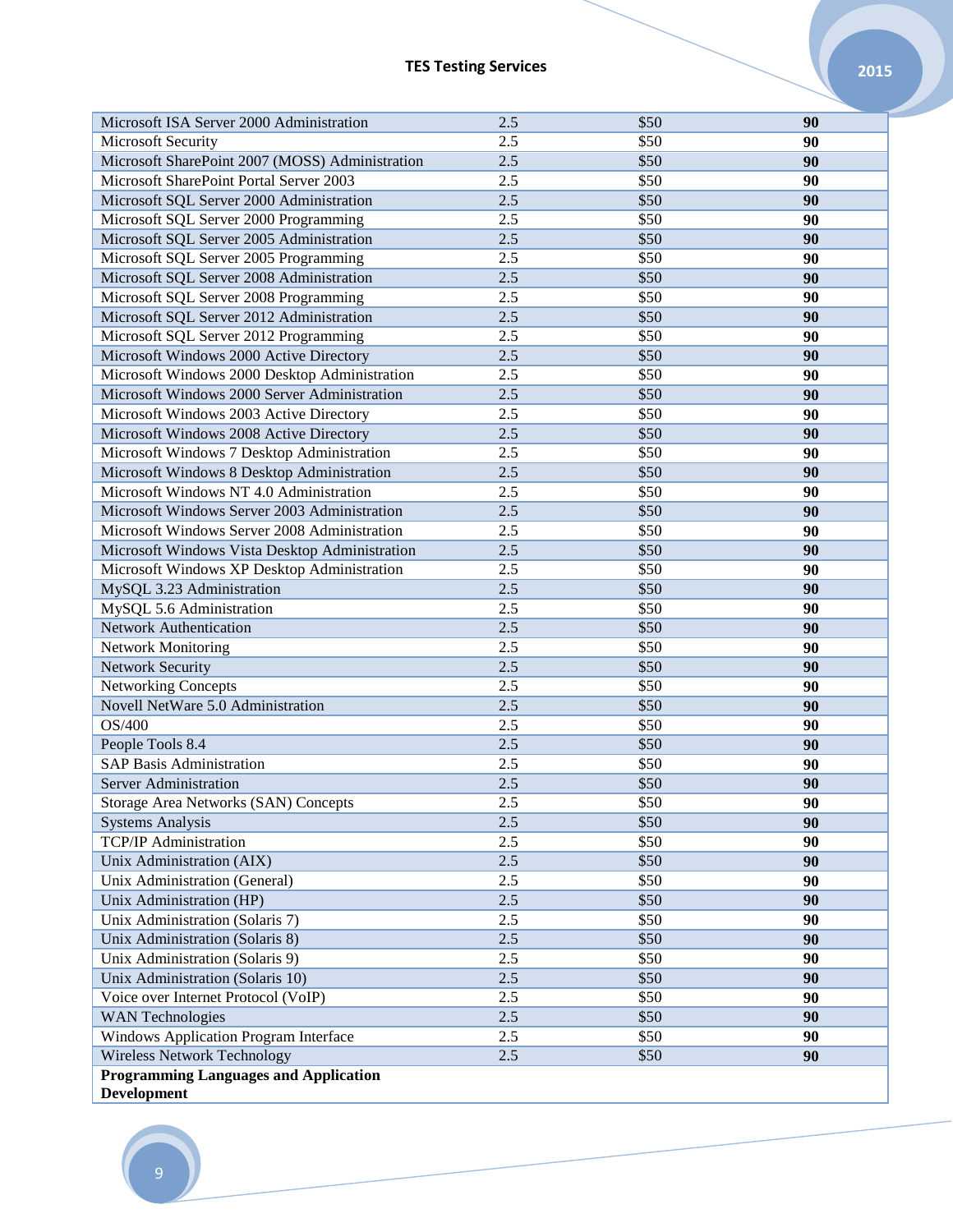| | | | |
|---|---|---|---|
| Microsoft ISA Server 2000 Administration | 2.5 | $50 | **90** |
| Microsoft Security | 2.5 | $50 | **90** |
| Microsoft SharePoint 2007 (MOSS) Administration | 2.5 | $50 | **90** |
| Microsoft SharePoint Portal Server 2003 | 2.5 | $50 | **90** |
| Microsoft SQL Server 2000 Administration | 2.5 | $50 | **90** |
| Microsoft SQL Server 2000 Programming | 2.5 | $50 | **90** |
| Microsoft SQL Server 2005 Administration | 2.5 | $50 | **90** |
| Microsoft SQL Server 2005 Programming | 2.5 | $50 | **90** |
| Microsoft SQL Server 2008 Administration | 2.5 | $50 | **90** |
| Microsoft SQL Server 2008 Programming | 2.5 | $50 | **90** |
| Microsoft SQL Server 2012 Administration | 2.5 | $50 | **90** |
| Microsoft SQL Server 2012 Programming | 2.5 | $50 | **90** |
| Microsoft Windows 2000 Active Directory | 2.5 | $50 | **90** |
| Microsoft Windows 2000 Desktop Administration | 2.5 | $50 | **90** |
| Microsoft Windows 2000 Server Administration | 2.5 | $50 | **90** |
| Microsoft Windows 2003 Active Directory | 2.5 | $50 | **90** |
| Microsoft Windows 2008 Active Directory | 2.5 | $50 | **90** |
| Microsoft Windows 7 Desktop Administration | 2.5 | $50 | **90** |
| Microsoft Windows 8 Desktop Administration | 2.5 | $50 | **90** |
| Microsoft Windows NT 4.0 Administration | 2.5 | $50 | **90** |
| Microsoft Windows Server 2003 Administration | 2.5 | $50 | **90** |
| Microsoft Windows Server 2008 Administration | 2.5 | $50 | **90** |
| Microsoft Windows Vista Desktop Administration | 2.5 | $50 | **90** |
| Microsoft Windows XP Desktop Administration | 2.5 | $50 | **90** |
| MySQL 3.23 Administration | 2.5 | $50 | **90** |
| MySQL 5.6 Administration | 2.5 | $50 | **90** |
| Network Authentication | 2.5 | $50 | **90** |
| Network Monitoring | 2.5 | $50 | **90** |
| Network Security | 2.5 | $50 | **90** |
| Networking Concepts | 2.5 | $50 | **90** |
| Novell NetWare 5.0 Administration | 2.5 | $50 | **90** |
| OS/400 | 2.5 | $50 | **90** |
| People Tools 8.4 | 2.5 | $50 | **90** |
| SAP Basis Administration | 2.5 | $50 | **90** |
| Server Administration | 2.5 | $50 | **90** |
| Storage Area Networks (SAN) Concepts | 2.5 | $50 | **90** |
| Systems Analysis | 2.5 | $50 | **90** |
| TCP/IP Administration | 2.5 | $50 | **90** |
| Unix Administration (AIX) | 2.5 | $50 | **90** |
| Unix Administration (General) | 2.5 | $50 | **90** |
| Unix Administration (HP) | 2.5 | $50 | **90** |
| Unix Administration (Solaris 7) | 2.5 | $50 | **90** |
| Unix Administration (Solaris 8) | 2.5 | $50 | **90** |
| Unix Administration (Solaris 9) | 2.5 | $50 | **90** |
| Unix Administration (Solaris 10) | 2.5 | $50 | **90** |
| Voice over Internet Protocol (VoIP) | 2.5 | $50 | **90** |
| WAN Technologies | 2.5 | $50 | **90** |
| Windows Application Program Interface | 2.5 | $50 | **90** |
| Wireless Network Technology | 2.5 | $50 | **90** |
| **Programming Languages and Application Development** | | | |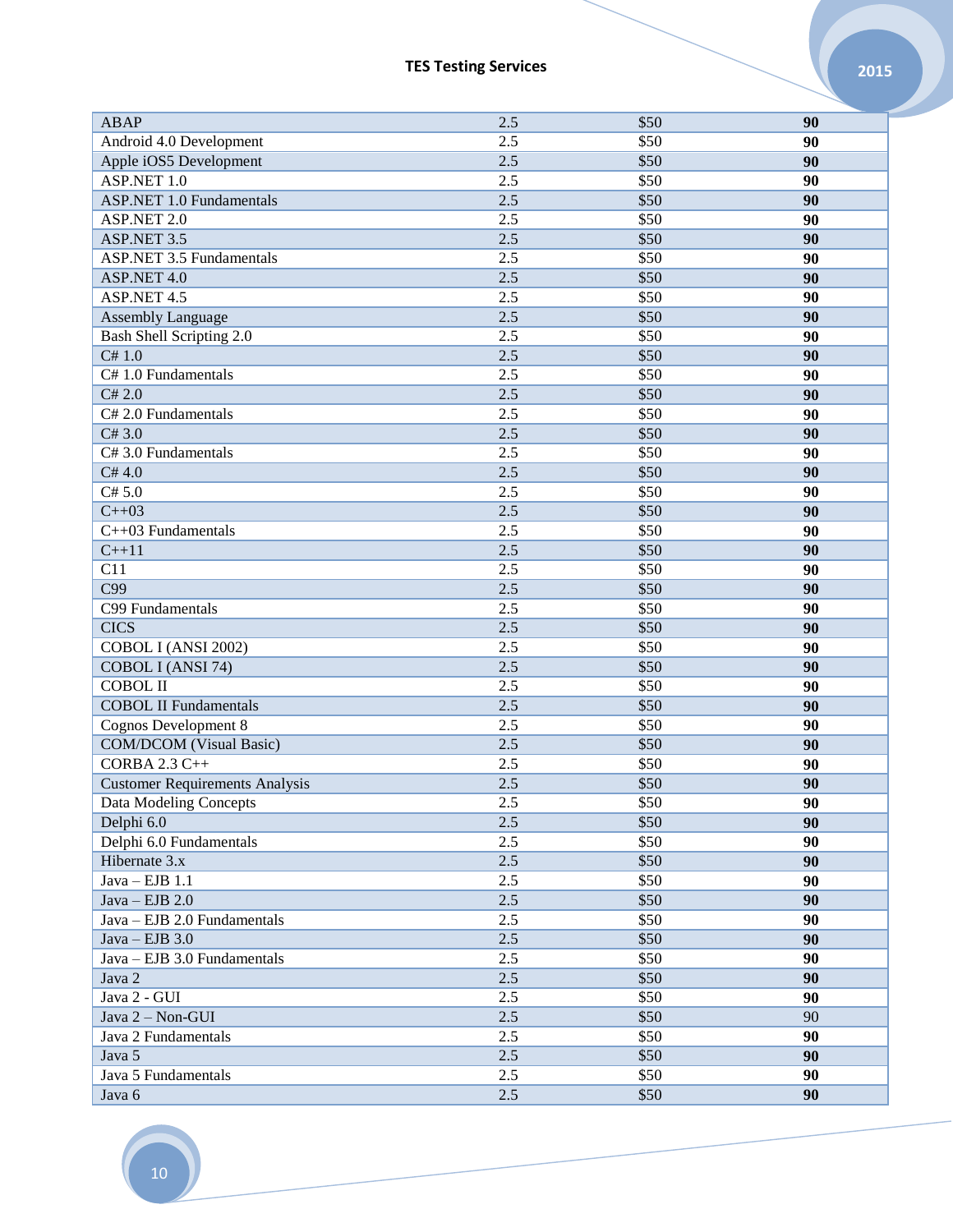| | | | |
|---|---|---|---|
| ABAP | 2.5 | $50 | **90** |
| Android 4.0 Development | 2.5 | $50 | **90** |
| Apple iOS5 Development | 2.5 | $50 | **90** |
| ASP.NET 1.0 | 2.5 | $50 | **90** |
| ASP.NET 1.0 Fundamentals | 2.5 | $50 | **90** |
| ASP.NET 2.0 | 2.5 | $50 | **90** |
| ASP.NET 3.5 | 2.5 | $50 | **90** |
| ASP.NET 3.5 Fundamentals | 2.5 | $50 | **90** |
| ASP.NET 4.0 | 2.5 | $50 | **90** |
| ASP.NET 4.5 | 2.5 | $50 | **90** |
| Assembly Language | 2.5 | $50 | **90** |
| Bash Shell Scripting 2.0 | 2.5 | $50 | **90** |
| C# 1.0 | 2.5 | $50 | **90** |
| C# 1.0 Fundamentals | 2.5 | $50 | **90** |
| C# 2.0 | 2.5 | $50 | **90** |
| C# 2.0 Fundamentals | 2.5 | $50 | **90** |
| C# 3.0 | 2.5 | $50 | **90** |
| C# 3.0 Fundamentals | 2.5 | $50 | **90** |
| C# 4.0 | 2.5 | $50 | **90** |
| C# 5.0 | 2.5 | $50 | **90** |
| C++03 | 2.5 | $50 | **90** |
| C++03 Fundamentals | 2.5 | $50 | **90** |
| C++11 | 2.5 | $50 | **90** |
| C11 | 2.5 | $50 | **90** |
| C99 | 2.5 | $50 | **90** |
| C99 Fundamentals | 2.5 | $50 | **90** |
| CICS | 2.5 | $50 | **90** |
| COBOL I (ANSI 2002) | 2.5 | $50 | **90** |
| COBOL I (ANSI 74) | 2.5 | $50 | **90** |
| COBOL II | 2.5 | $50 | **90** |
| COBOL II Fundamentals | 2.5 | $50 | **90** |
| Cognos Development 8 | 2.5 | $50 | **90** |
| COM/DCOM (Visual Basic) | 2.5 | $50 | **90** |
| CORBA 2.3 C++ | 2.5 | $50 | **90** |
| Customer Requirements Analysis | 2.5 | $50 | **90** |
| Data Modeling Concepts | 2.5 | $50 | **90** |
| Delphi 6.0 | 2.5 | $50 | **90** |
| Delphi 6.0 Fundamentals | 2.5 | $50 | **90** |
| Hibernate 3.x | 2.5 | $50 | **90** |
| Java – EJB 1.1 | 2.5 | $50 | **90** |
| Java – EJB 2.0 | 2.5 | $50 | **90** |
| Java – EJB 2.0 Fundamentals | 2.5 | $50 | **90** |
| Java – EJB 3.0 | 2.5 | $50 | **90** |
| Java – EJB 3.0 Fundamentals | 2.5 | $50 | **90** |
| Java 2 | 2.5 | $50 | **90** |
| Java 2 - GUI | 2.5 | $50 | **90** |
| Java 2 – Non-GUI | 2.5 | $50 | 90 |
| Java 2 Fundamentals | 2.5 | $50 | **90** |
| Java 5 | 2.5 | $50 | **90** |
| Java 5 Fundamentals | 2.5 | $50 | **90** |
| Java 6 | 2.5 | $50 | **90** |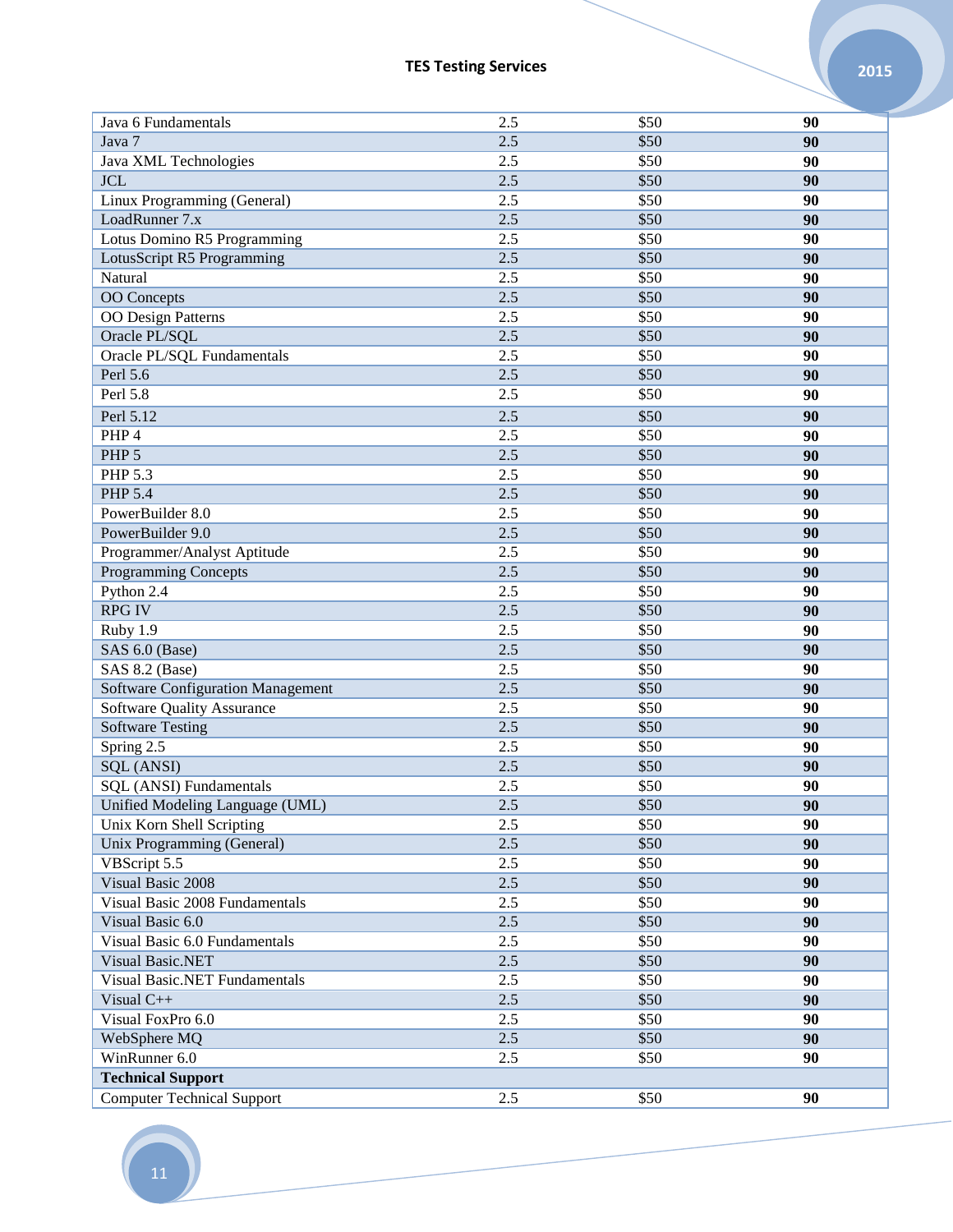| | | | |
|---|---|---|---|
| Java 6 Fundamentals | 2.5 | $50 | **90** |
| Java 7 | 2.5 | $50 | **90** |
| Java XML Technologies | 2.5 | $50 | **90** |
| JCL | 2.5 | $50 | **90** |
| Linux Programming (General) | 2.5 | $50 | **90** |
| LoadRunner 7.x | 2.5 | $50 | **90** |
| Lotus Domino R5 Programming | 2.5 | $50 | **90** |
| LotusScript R5 Programming | 2.5 | $50 | **90** |
| Natural | 2.5 | $50 | **90** |
| OO Concepts | 2.5 | $50 | **90** |
| OO Design Patterns | 2.5 | $50 | **90** |
| Oracle PL/SQL | 2.5 | $50 | **90** |
| Oracle PL/SQL Fundamentals | 2.5 | $50 | **90** |
| Perl 5.6 | 2.5 | $50 | **90** |
| Perl 5.8 | 2.5 | $50 | **90** |
| Perl 5.12 | 2.5 | $50 | **90** |
| PHP 4 | 2.5 | $50 | **90** |
| PHP 5 | 2.5 | $50 | **90** |
| PHP 5.3 | 2.5 | $50 | **90** |
| PHP 5.4 | 2.5 | $50 | **90** |
| PowerBuilder 8.0 | 2.5 | $50 | **90** |
| PowerBuilder 9.0 | 2.5 | $50 | **90** |
| Programmer/Analyst Aptitude | 2.5 | $50 | **90** |
| Programming Concepts | 2.5 | $50 | **90** |
| Python 2.4 | 2.5 | $50 | **90** |
| RPG IV | 2.5 | $50 | **90** |
| Ruby 1.9 | 2.5 | $50 | **90** |
| SAS 6.0 (Base) | 2.5 | $50 | **90** |
| SAS 8.2 (Base) | 2.5 | $50 | **90** |
| Software Configuration Management | 2.5 | $50 | **90** |
| Software Quality Assurance | 2.5 | $50 | **90** |
| Software Testing | 2.5 | $50 | **90** |
| Spring 2.5 | 2.5 | $50 | **90** |
| SQL (ANSI) | 2.5 | $50 | **90** |
| SQL (ANSI) Fundamentals | 2.5 | $50 | **90** |
| Unified Modeling Language (UML) | 2.5 | $50 | **90** |
| Unix Korn Shell Scripting | 2.5 | $50 | **90** |
| Unix Programming (General) | 2.5 | $50 | **90** |
| VBScript 5.5 | 2.5 | $50 | **90** |
| Visual Basic 2008 | 2.5 | $50 | **90** |
| Visual Basic 2008 Fundamentals | 2.5 | $50 | **90** |
| Visual Basic 6.0 | 2.5 | $50 | **90** |
| Visual Basic 6.0 Fundamentals | 2.5 | $50 | **90** |
| Visual Basic.NET | 2.5 | $50 | **90** |
| Visual Basic.NET Fundamentals | 2.5 | $50 | **90** |
| Visual C++ | 2.5 | $50 | **90** |
| Visual FoxPro 6.0 | 2.5 | $50 | **90** |
| WebSphere MQ | 2.5 | $50 | **90** |
| WinRunner 6.0 | 2.5 | $50 | **90** |
| **Technical Support** | | | |
| Computer Technical Support | 2.5 | $50 | **90** |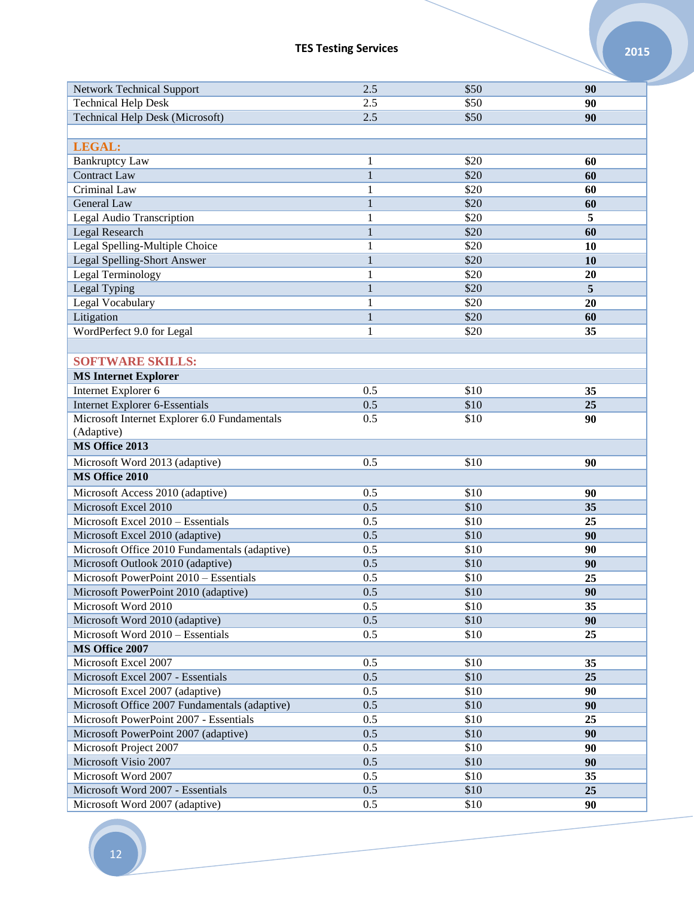| | | | |
|---|---|---|---|
| Network Technical Support | 2.5 | $50 | **90** |
| Technical Help Desk | 2.5 | $50 | **90** |
| Technical Help Desk (Microsoft) | 2.5 | $50 | **90** |
| | | | |
| **LEGAL:** | | | |
| Bankruptcy Law | 1 | $20 | **60** |
| Contract Law | 1 | $20 | **60** |
| Criminal Law | 1 | $20 | **60** |
| General Law | 1 | $20 | **60** |
| Legal Audio Transcription | 1 | $20 | **5** |
| Legal Research | 1 | $20 | **60** |
| Legal Spelling-Multiple Choice | 1 | $20 | **10** |
| Legal Spelling-Short Answer | 1 | $20 | **10** |
| Legal Terminology | 1 | $20 | **20** |
| Legal Typing | 1 | $20 | **5** |
| Legal Vocabulary | 1 | $20 | **20** |
| Litigation | 1 | $20 | **60** |
| WordPerfect 9.0 for Legal | 1 | $20 | **35** |
| | | | |
| **SOFTWARE SKILLS:** | | | |
| **MS Internet Explorer** | | | |
| Internet Explorer 6 | 0.5 | $10 | **35** |
| Internet Explorer 6-Essentials | 0.5 | $10 | **25** |
| Microsoft Internet Explorer 6.0 Fundamentals (Adaptive) | 0.5 | $10 | **90** |
| **MS Office 2013** | | | |
| Microsoft Word 2013 (adaptive) | 0.5 | $10 | **90** |
| **MS Office 2010** | | | |
| Microsoft Access 2010 (adaptive) | 0.5 | $10 | **90** |
| Microsoft Excel 2010 | 0.5 | $10 | **35** |
| Microsoft Excel 2010 – Essentials | 0.5 | $10 | **25** |
| Microsoft Excel 2010 (adaptive) | 0.5 | $10 | **90** |
| Microsoft Office 2010 Fundamentals (adaptive) | 0.5 | $10 | **90** |
| Microsoft Outlook 2010 (adaptive) | 0.5 | $10 | **90** |
| Microsoft PowerPoint 2010 – Essentials | 0.5 | $10 | **25** |
| Microsoft PowerPoint 2010 (adaptive) | 0.5 | $10 | **90** |
| Microsoft Word 2010 | 0.5 | $10 | **35** |
| Microsoft Word 2010 (adaptive) | 0.5 | $10 | **90** |
| Microsoft Word 2010 – Essentials | 0.5 | $10 | **25** |
| **MS Office 2007** | | | |
| Microsoft Excel 2007 | 0.5 | $10 | **35** |
| Microsoft Excel 2007 - Essentials | 0.5 | $10 | **25** |
| Microsoft Excel 2007 (adaptive) | 0.5 | $10 | **90** |
| Microsoft Office 2007 Fundamentals (adaptive) | 0.5 | $10 | **90** |
| Microsoft PowerPoint 2007 - Essentials | 0.5 | $10 | **25** |
| Microsoft PowerPoint 2007 (adaptive) | 0.5 | $10 | **90** |
| Microsoft Project 2007 | 0.5 | $10 | **90** |
| Microsoft Visio 2007 | 0.5 | $10 | **90** |
| Microsoft Word 2007 | 0.5 | $10 | **35** |
| Microsoft Word 2007 - Essentials | 0.5 | $10 | **25** |
| Microsoft Word 2007 (adaptive) | 0.5 | $10 | **90** |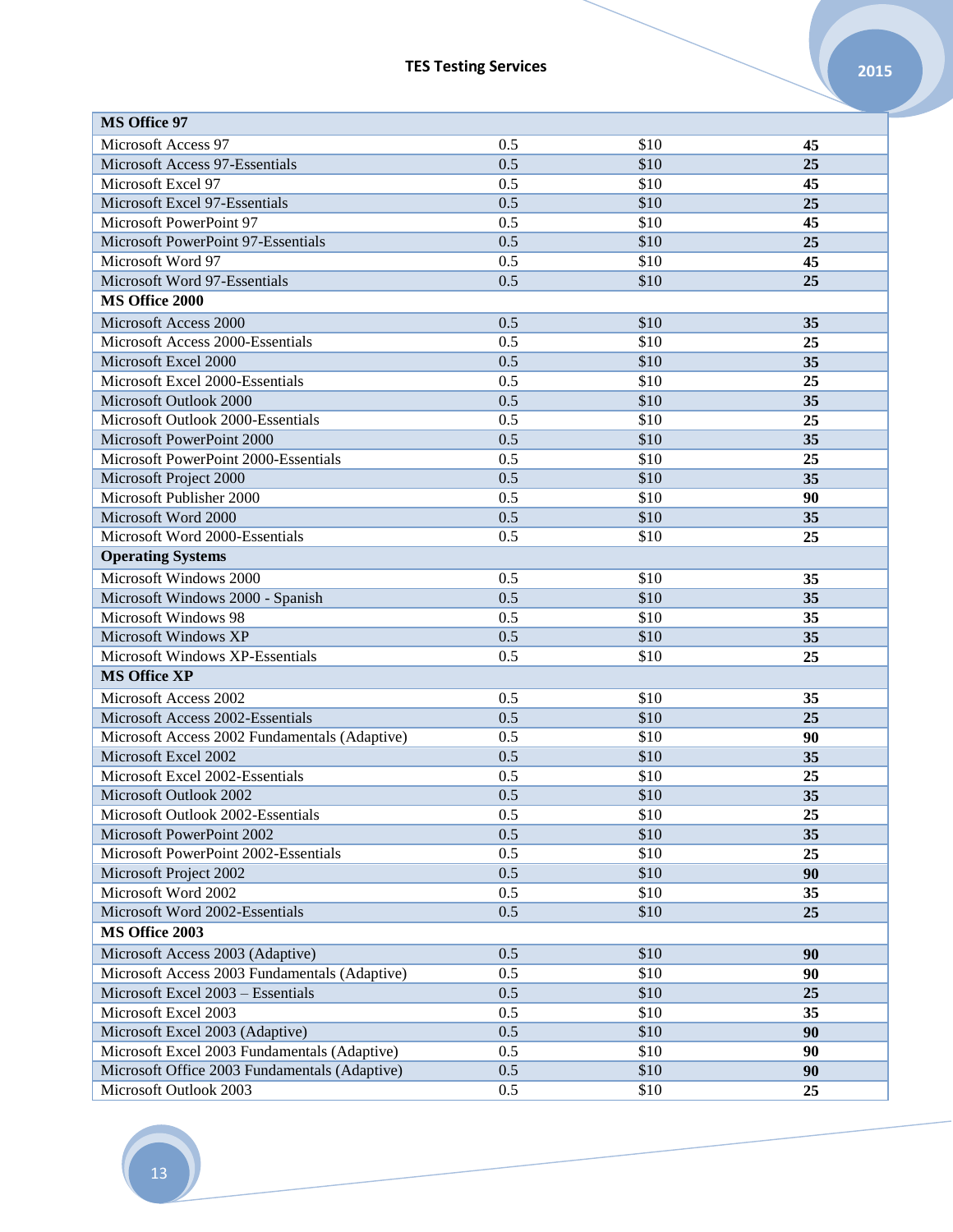| MS Office 97 | | | |
|---|---|---|---|
| Microsoft Access 97 | 0.5 | $10 | **45** |
| Microsoft Access 97-Essentials | 0.5 | $10 | **25** |
| Microsoft Excel 97 | 0.5 | $10 | **45** |
| Microsoft Excel 97-Essentials | 0.5 | $10 | **25** |
| Microsoft PowerPoint 97 | 0.5 | $10 | **45** |
| Microsoft PowerPoint 97-Essentials | 0.5 | $10 | **25** |
| Microsoft Word 97 | 0.5 | $10 | **45** |
| Microsoft Word 97-Essentials | 0.5 | $10 | **25** |
| **MS Office 2000** | | | |
| Microsoft Access 2000 | 0.5 | $10 | **35** |
| Microsoft Access 2000-Essentials | 0.5 | $10 | **25** |
| Microsoft Excel 2000 | 0.5 | $10 | **35** |
| Microsoft Excel 2000-Essentials | 0.5 | $10 | **25** |
| Microsoft Outlook 2000 | 0.5 | $10 | **35** |
| Microsoft Outlook 2000-Essentials | 0.5 | $10 | **25** |
| Microsoft PowerPoint 2000 | 0.5 | $10 | **35** |
| Microsoft PowerPoint 2000-Essentials | 0.5 | $10 | **25** |
| Microsoft Project 2000 | 0.5 | $10 | **35** |
| Microsoft Publisher 2000 | 0.5 | $10 | **90** |
| Microsoft Word 2000 | 0.5 | $10 | **35** |
| Microsoft Word 2000-Essentials | 0.5 | $10 | **25** |
| **Operating Systems** | | | |
| Microsoft Windows 2000 | 0.5 | $10 | **35** |
| Microsoft Windows 2000 - Spanish | 0.5 | $10 | **35** |
| Microsoft Windows 98 | 0.5 | $10 | **35** |
| Microsoft Windows XP | 0.5 | $10 | **35** |
| Microsoft Windows XP-Essentials | 0.5 | $10 | **25** |
| **MS Office XP** | | | |
| Microsoft Access 2002 | 0.5 | $10 | **35** |
| Microsoft Access 2002-Essentials | 0.5 | $10 | **25** |
| Microsoft Access 2002 Fundamentals (Adaptive) | 0.5 | $10 | **90** |
| Microsoft Excel 2002 | 0.5 | $10 | **35** |
| Microsoft Excel 2002-Essentials | 0.5 | $10 | **25** |
| Microsoft Outlook 2002 | 0.5 | $10 | **35** |
| Microsoft Outlook 2002-Essentials | 0.5 | $10 | **25** |
| Microsoft PowerPoint 2002 | 0.5 | $10 | **35** |
| Microsoft PowerPoint 2002-Essentials | 0.5 | $10 | **25** |
| Microsoft Project 2002 | 0.5 | $10 | **90** |
| Microsoft Word 2002 | 0.5 | $10 | **35** |
| Microsoft Word 2002-Essentials | 0.5 | $10 | **25** |
| **MS Office 2003** | | | |
| Microsoft Access 2003 (Adaptive) | 0.5 | $10 | **90** |
| Microsoft Access 2003 Fundamentals (Adaptive) | 0.5 | $10 | **90** |
| Microsoft Excel 2003 – Essentials | 0.5 | $10 | **25** |
| Microsoft Excel 2003 | 0.5 | $10 | **35** |
| Microsoft Excel 2003 (Adaptive) | 0.5 | $10 | **90** |
| Microsoft Excel 2003 Fundamentals (Adaptive) | 0.5 | $10 | **90** |
| Microsoft Office 2003 Fundamentals (Adaptive) | 0.5 | $10 | **90** |
| Microsoft Outlook 2003 | 0.5 | $10 | **25** |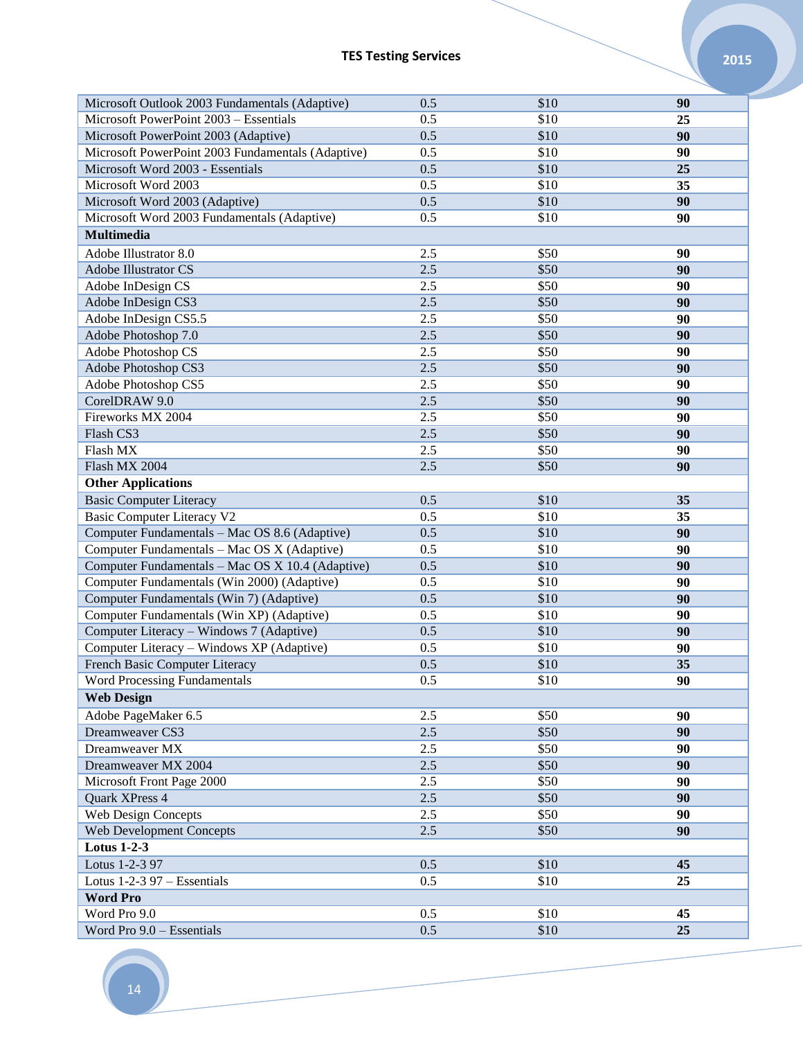| | | | |
|---|---|---|---|
| Microsoft Outlook 2003 Fundamentals (Adaptive) | 0.5 | $10 | **90** |
| Microsoft PowerPoint 2003 – Essentials | 0.5 | $10 | **25** |
| Microsoft PowerPoint 2003 (Adaptive) | 0.5 | $10 | **90** |
| Microsoft PowerPoint 2003 Fundamentals (Adaptive) | 0.5 | $10 | **90** |
| Microsoft Word 2003 - Essentials | 0.5 | $10 | **25** |
| Microsoft Word 2003 | 0.5 | $10 | **35** |
| Microsoft Word 2003 (Adaptive) | 0.5 | $10 | **90** |
| Microsoft Word 2003 Fundamentals (Adaptive) | 0.5 | $10 | **90** |
| **Multimedia** | | | |
| Adobe Illustrator 8.0 | 2.5 | $50 | **90** |
| Adobe Illustrator CS | 2.5 | $50 | **90** |
| Adobe InDesign CS | 2.5 | $50 | **90** |
| Adobe InDesign CS3 | 2.5 | $50 | **90** |
| Adobe InDesign CS5.5 | 2.5 | $50 | **90** |
| Adobe Photoshop 7.0 | 2.5 | $50 | **90** |
| Adobe Photoshop CS | 2.5 | $50 | **90** |
| Adobe Photoshop CS3 | 2.5 | $50 | **90** |
| Adobe Photoshop CS5 | 2.5 | $50 | **90** |
| CorelDRAW 9.0 | 2.5 | $50 | **90** |
| Fireworks MX 2004 | 2.5 | $50 | **90** |
| Flash CS3 | 2.5 | $50 | **90** |
| Flash MX | 2.5 | $50 | **90** |
| Flash MX 2004 | 2.5 | $50 | **90** |
| **Other Applications** | | | |
| Basic Computer Literacy | 0.5 | $10 | **35** |
| Basic Computer Literacy V2 | 0.5 | $10 | **35** |
| Computer Fundamentals – Mac OS 8.6 (Adaptive) | 0.5 | $10 | **90** |
| Computer Fundamentals – Mac OS X (Adaptive) | 0.5 | $10 | **90** |
| Computer Fundamentals – Mac OS X 10.4 (Adaptive) | 0.5 | $10 | **90** |
| Computer Fundamentals (Win 2000) (Adaptive) | 0.5 | $10 | **90** |
| Computer Fundamentals (Win 7) (Adaptive) | 0.5 | $10 | **90** |
| Computer Fundamentals (Win XP) (Adaptive) | 0.5 | $10 | **90** |
| Computer Literacy – Windows 7 (Adaptive) | 0.5 | $10 | **90** |
| Computer Literacy – Windows XP (Adaptive) | 0.5 | $10 | **90** |
| French Basic Computer Literacy | 0.5 | $10 | **35** |
| Word Processing Fundamentals | 0.5 | $10 | **90** |
| **Web Design** | | | |
| Adobe PageMaker 6.5 | 2.5 | $50 | **90** |
| Dreamweaver CS3 | 2.5 | $50 | **90** |
| Dreamweaver MX | 2.5 | $50 | **90** |
| Dreamweaver MX 2004 | 2.5 | $50 | **90** |
| Microsoft Front Page 2000 | 2.5 | $50 | **90** |
| Quark XPress 4 | 2.5 | $50 | **90** |
| Web Design Concepts | 2.5 | $50 | **90** |
| Web Development Concepts | 2.5 | $50 | **90** |
| **Lotus 1-2-3** | | | |
| Lotus 1-2-3 97 | 0.5 | $10 | **45** |
| Lotus 1-2-3 97 – Essentials | 0.5 | $10 | **25** |
| **Word Pro** | | | |
| Word Pro 9.0 | 0.5 | $10 | **45** |
| Word Pro 9.0 – Essentials | 0.5 | $10 | **25** |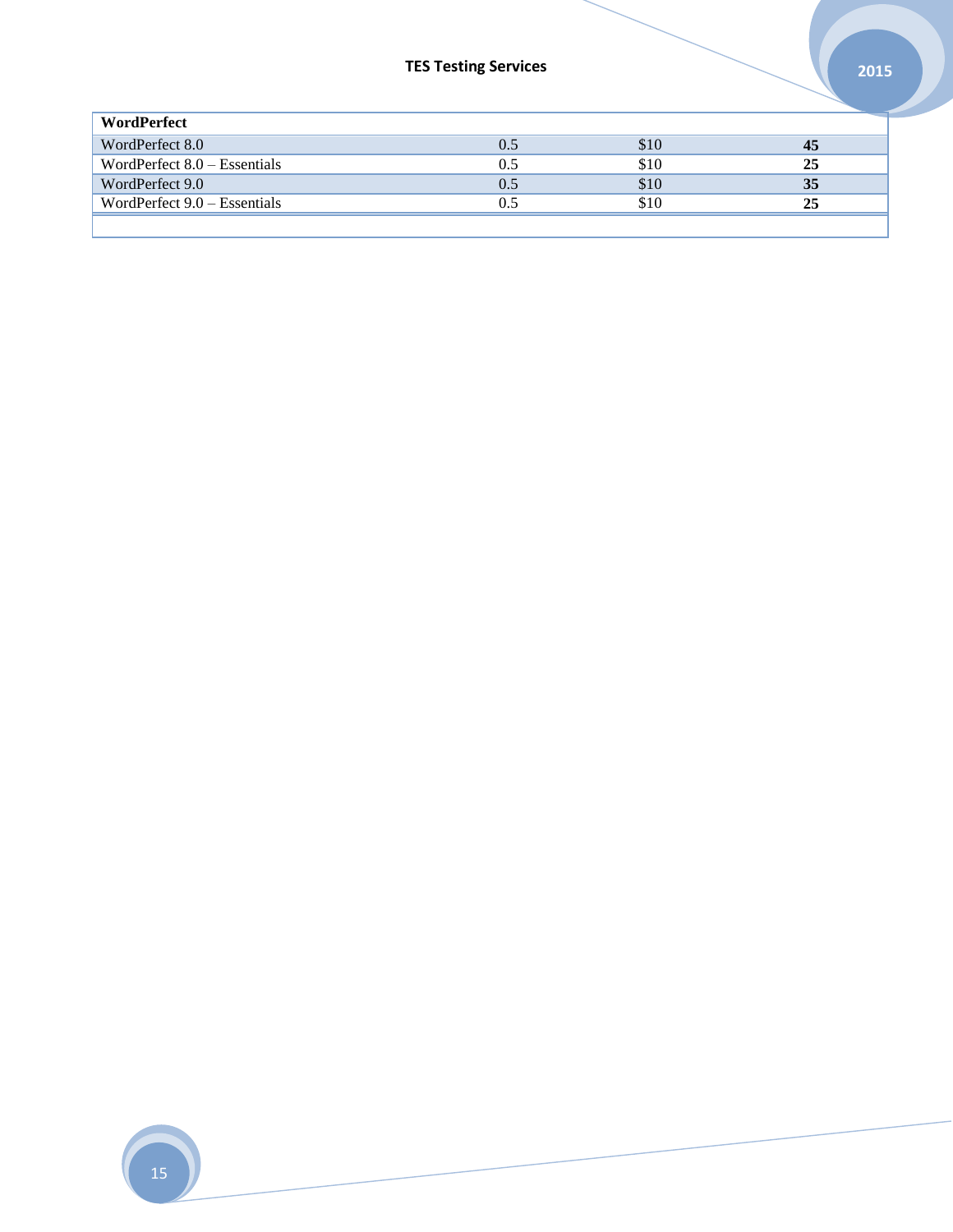| **WordPerfect** | | | |
|---|---|---|---|
| WordPerfect 8.0 | 0.5 | $10 | **45** |
| WordPerfect 8.0 – Essentials | 0.5 | $10 | **25** |
| WordPerfect 9.0 | 0.5 | $10 | **35** |
| WordPerfect 9.0 – Essentials | 0.5 | $10 | **25** |